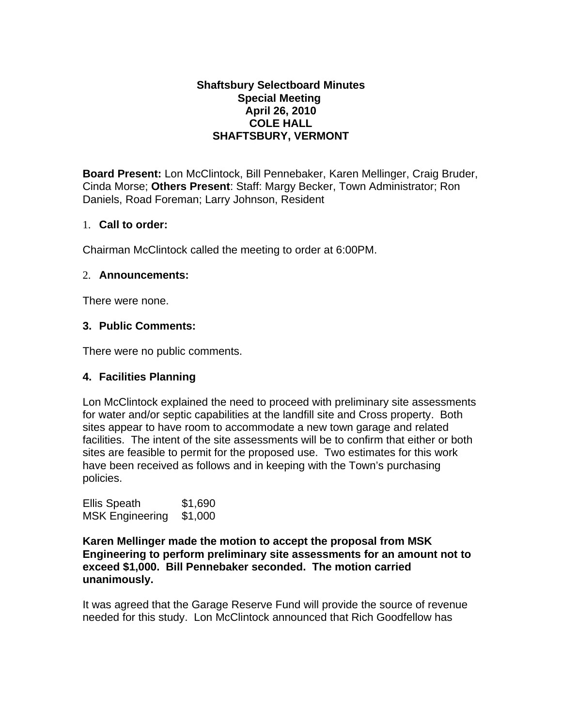**Shaftsbury Selectboard Minutes**
**Special Meeting**
**April 26, 2010**
**COLE HALL**
**SHAFTSBURY, VERMONT**

**Board Present:** Lon McClintock, Bill Pennebaker, Karen Mellinger, Craig Bruder, Cinda Morse; **Others Present**: Staff: Margy Becker, Town Administrator; Ron Daniels, Road Foreman; Larry Johnson, Resident

1. **Call to order:**

Chairman McClintock called the meeting to order at 6:00PM.

2. **Announcements:**

There were none.

**3. Public Comments:**

There were no public comments.

**4. Facilities Planning**

Lon McClintock explained the need to proceed with preliminary site assessments for water and/or septic capabilities at the landfill site and Cross property. Both sites appear to have room to accommodate a new town garage and related facilities. The intent of the site assessments will be to confirm that either or both sites are feasible to permit for the proposed use. Two estimates for this work have been received as follows and in keeping with the Town's purchasing policies.

| | |
|---|---|
| Ellis Speath | $1,690 |
| MSK Engineering | $1,000 |

**Karen Mellinger made the motion to accept the proposal from MSK Engineering to perform preliminary site assessments for an amount not to exceed $1,000. Bill Pennebaker seconded. The motion carried unanimously.**

It was agreed that the Garage Reserve Fund will provide the source of revenue needed for this study. Lon McClintock announced that Rich Goodfellow has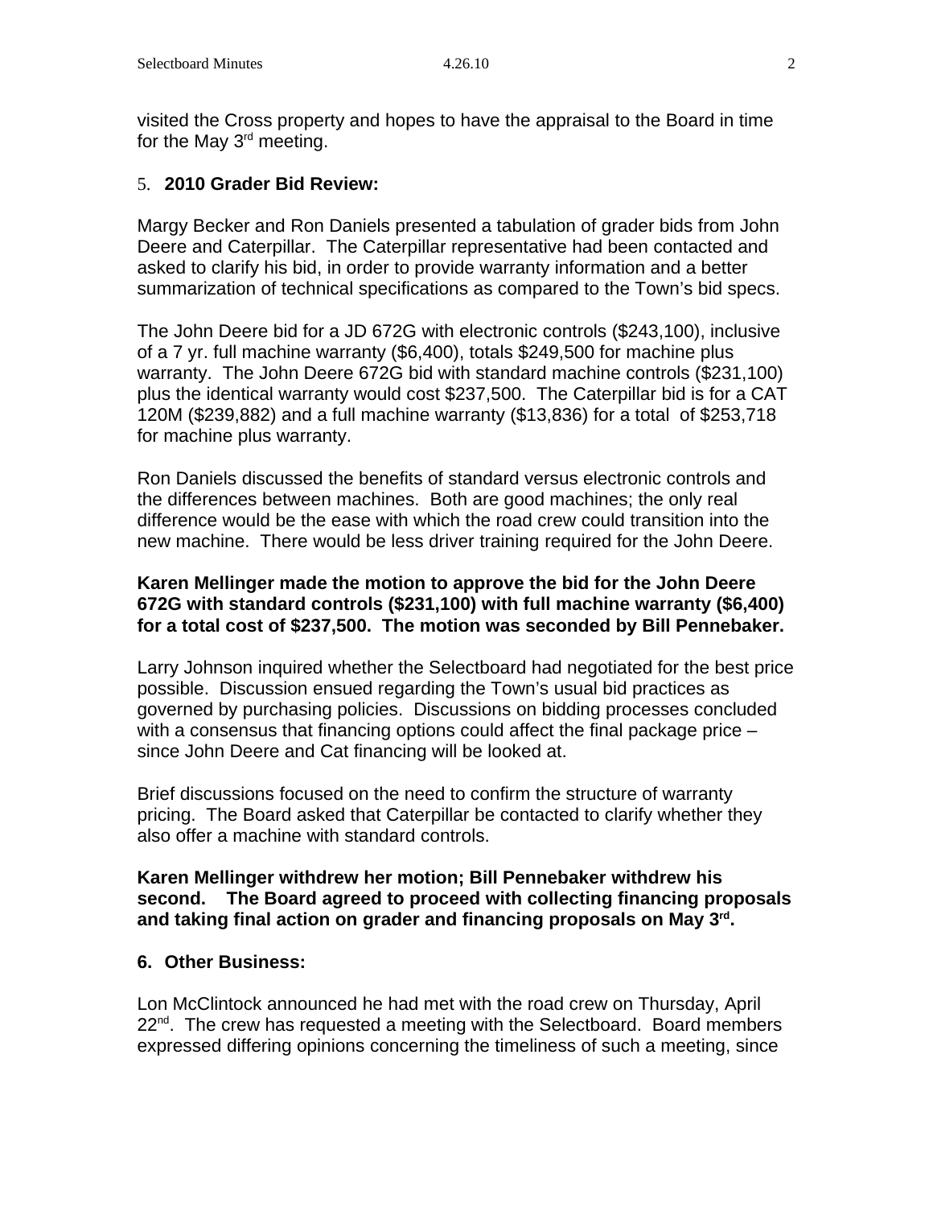visited the Cross property and hopes to have the appraisal to the Board in time for the May 3rd meeting.

5. **2010 Grader Bid Review:**

Margy Becker and Ron Daniels presented a tabulation of grader bids from John Deere and Caterpillar. The Caterpillar representative had been contacted and asked to clarify his bid, in order to provide warranty information and a better summarization of technical specifications as compared to the Town's bid specs.

The John Deere bid for a JD 672G with electronic controls ($243,100), inclusive of a 7 yr. full machine warranty ($6,400), totals $249,500 for machine plus warranty. The John Deere 672G bid with standard machine controls ($231,100) plus the identical warranty would cost $237,500. The Caterpillar bid is for a CAT 120M ($239,882) and a full machine warranty ($13,836) for a total of $253,718 for machine plus warranty.

Ron Daniels discussed the benefits of standard versus electronic controls and the differences between machines. Both are good machines; the only real difference would be the ease with which the road crew could transition into the new machine. There would be less driver training required for the John Deere.

**Karen Mellinger made the motion to approve the bid for the John Deere 672G with standard controls ($231,100) with full machine warranty ($6,400) for a total cost of $237,500. The motion was seconded by Bill Pennebaker.**

Larry Johnson inquired whether the Selectboard had negotiated for the best price possible. Discussion ensued regarding the Town's usual bid practices as governed by purchasing policies. Discussions on bidding processes concluded with a consensus that financing options could affect the final package price – since John Deere and Cat financing will be looked at.

Brief discussions focused on the need to confirm the structure of warranty pricing. The Board asked that Caterpillar be contacted to clarify whether they also offer a machine with standard controls.

**Karen Mellinger withdrew her motion; Bill Pennebaker withdrew his second. The Board agreed to proceed with collecting financing proposals and taking final action on grader and financing proposals on May 3rd.**

6. **Other Business:**

Lon McClintock announced he had met with the road crew on Thursday, April 22nd. The crew has requested a meeting with the Selectboard. Board members expressed differing opinions concerning the timeliness of such a meeting, since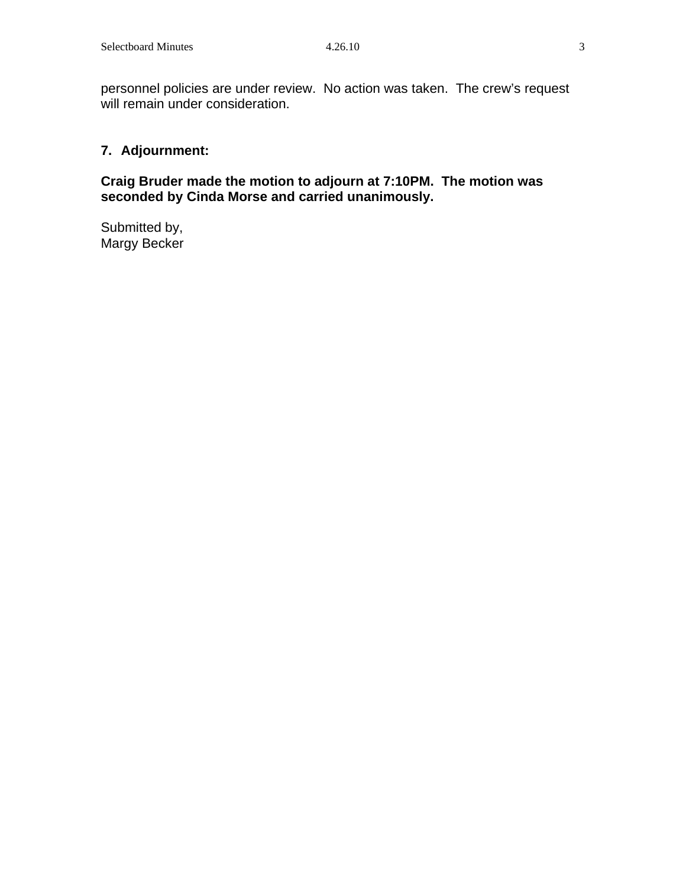personnel policies are under review. No action was taken. The crew's request will remain under consideration.

## 7. Adjournment:

**Craig Bruder made the motion to adjourn at 7:10PM. The motion was seconded by Cinda Morse and carried unanimously.**

Submitted by,
Margy Becker